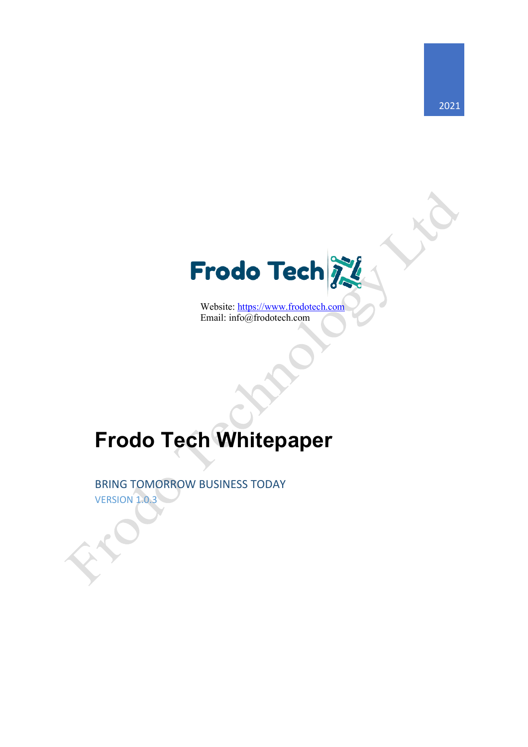2021

Frodo Tech

Website: https://www.frodotech.com
Email: info@frodotech.com

# Frodo Tech Whitepaper

BRING TOMORROW BUSINESS TODAY

VERSION 1.0.3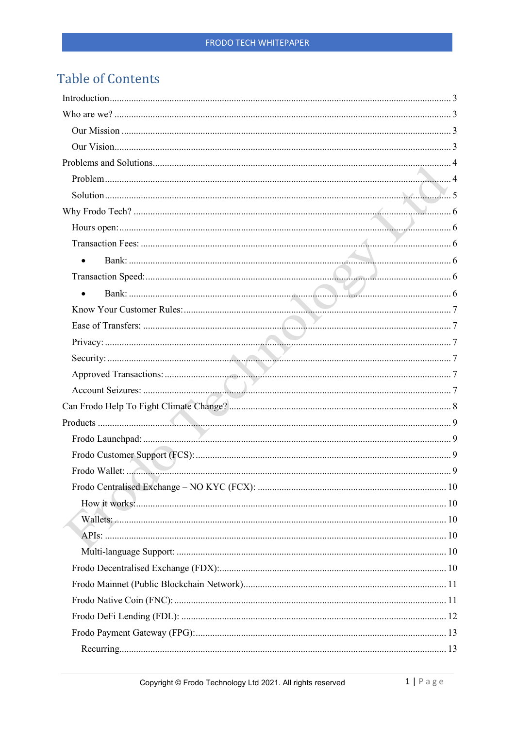# Table of Contents

Introduction ........ 3

Who are we? ........ 3

- Our Mission ........ 3
- Our Vision ........ 3

Problems and Solutions ........ 4

- Problem ........ 4
- Solution ........ 5

Why Frodo Tech? ........ 6

- Hours open: ........ 6
- Transaction Fees: ........ 6
  - Bank: ........ 6
- Transaction Speed: ........ 6
  - Bank: ........ 6
- Know Your Customer Rules: ........ 7
- Ease of Transfers: ........ 7
- Privacy: ........ 7
- Security: ........ 7
- Approved Transactions: ........ 7
- Account Seizures: ........ 7

Can Frodo Help To Fight Climate Change? ........ 8

Products ........ 9

- Frodo Launchpad: ........ 9
- Frodo Customer Support (FCS): ........ 9
- Frodo Wallet: ........ 9
- Frodo Centralised Exchange – NO KYC (FCX): ........ 10
  - How it works: ........ 10
  - Wallets: ........ 10
  - APIs: ........ 10
  - Multi-language Support: ........ 10
- Frodo Decentralised Exchange (FDX): ........ 10
- Frodo Mainnet (Public Blockchain Network) ........ 11
- Frodo Native Coin (FNC): ........ 11
- Frodo DeFi Lending (FDL): ........ 12
- Frodo Payment Gateway (FPG): ........ 13
  - Recurring ........ 13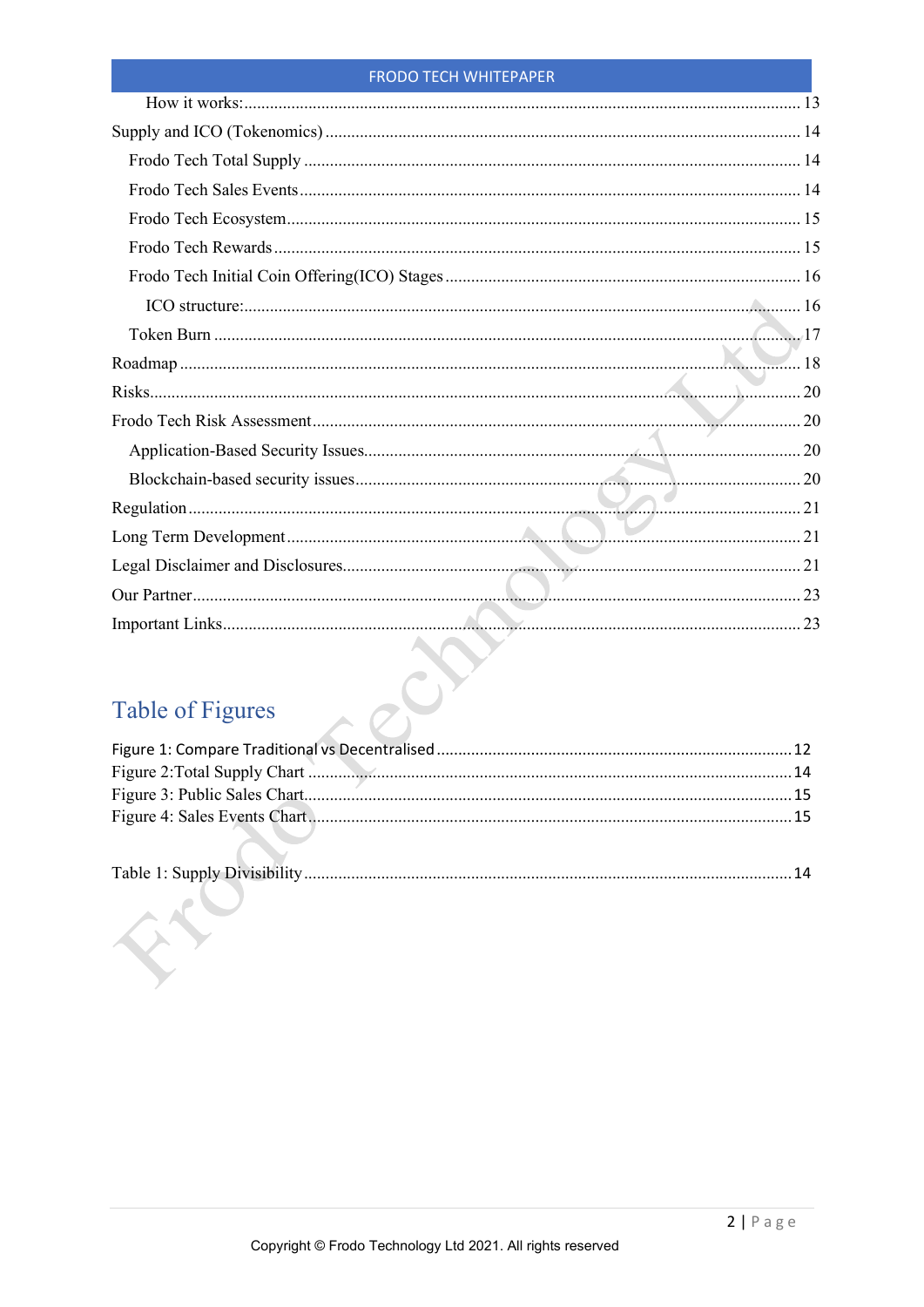How it works: 13

Supply and ICO (Tokenomics) 14

Frodo Tech Total Supply 14

Frodo Tech Sales Events 14

Frodo Tech Ecosystem 15

Frodo Tech Rewards 15

Frodo Tech Initial Coin Offering(ICO) Stages 16

ICO structure: 16

Token Burn 17

Roadmap 18

Risks 20

Frodo Tech Risk Assessment 20

Application-Based Security Issues 20

Blockchain-based security issues 20

Regulation 21

Long Term Development 21

Legal Disclaimer and Disclosures 21

Our Partner 23

Important Links 23

# Table of Figures

Figure 1: Compare Traditional vs Decentralised 12

Figure 2:Total Supply Chart 14

Figure 3: Public Sales Chart 15

Figure 4: Sales Events Chart 15

Table 1: Supply Divisibility 14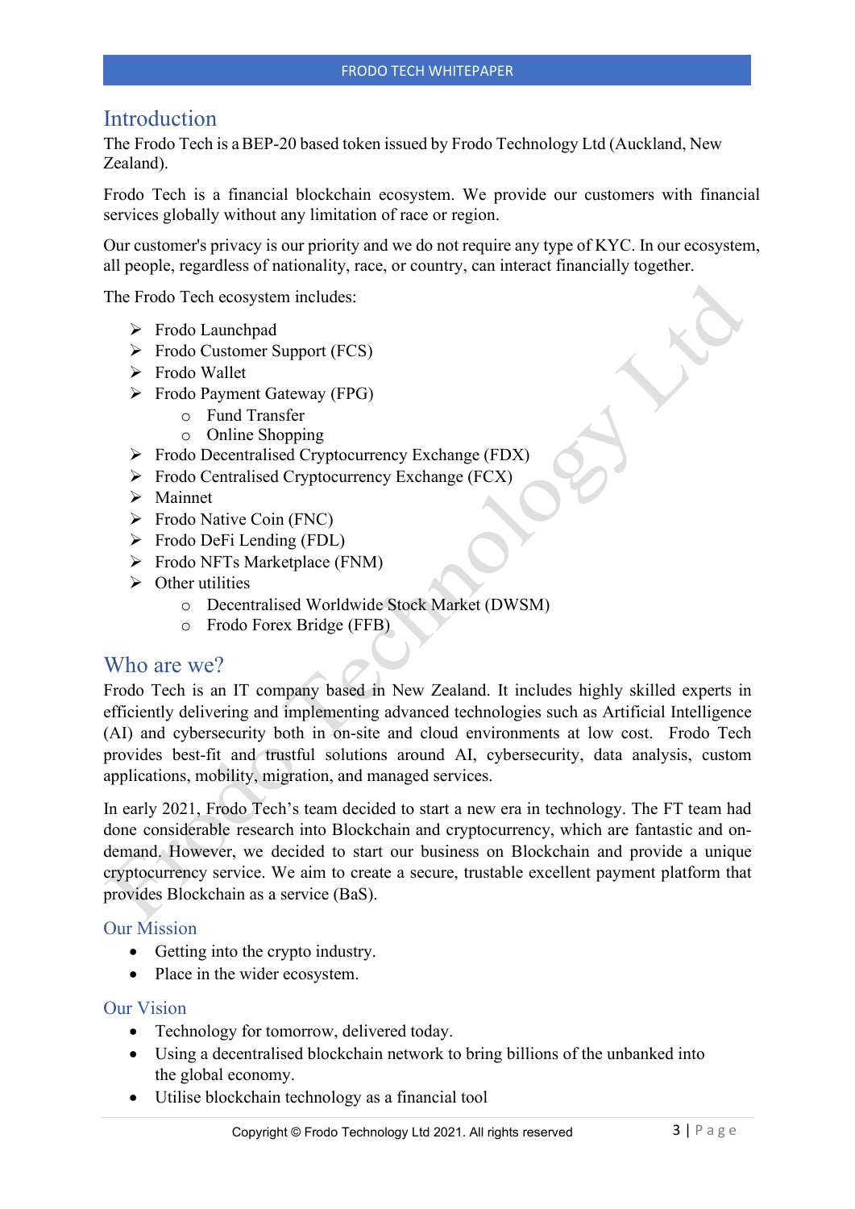## Introduction

The Frodo Tech is a BEP-20 based token issued by Frodo Technology Ltd (Auckland, New Zealand).

Frodo Tech is a financial blockchain ecosystem. We provide our customers with financial services globally without any limitation of race or region.

Our customer's privacy is our priority and we do not require any type of KYC. In our ecosystem, all people, regardless of nationality, race, or country, can interact financially together.

The Frodo Tech ecosystem includes:

- Frodo Launchpad
- Frodo Customer Support (FCS)
- Frodo Wallet
- Frodo Payment Gateway (FPG)
  - Fund Transfer
  - Online Shopping
- Frodo Decentralised Cryptocurrency Exchange (FDX)
- Frodo Centralised Cryptocurrency Exchange (FCX)
- Mainnet
- Frodo Native Coin (FNC)
- Frodo DeFi Lending (FDL)
- Frodo NFTs Marketplace (FNM)
- Other utilities
  - Decentralised Worldwide Stock Market (DWSM)
  - Frodo Forex Bridge (FFB)

## Who are we?

Frodo Tech is an IT company based in New Zealand. It includes highly skilled experts in efficiently delivering and implementing advanced technologies such as Artificial Intelligence (AI) and cybersecurity both in on-site and cloud environments at low cost. Frodo Tech provides best-fit and trustful solutions around AI, cybersecurity, data analysis, custom applications, mobility, migration, and managed services.

In early 2021, Frodo Tech's team decided to start a new era in technology. The FT team had done considerable research into Blockchain and cryptocurrency, which are fantastic and on-demand. However, we decided to start our business on Blockchain and provide a unique cryptocurrency service. We aim to create a secure, trustable excellent payment platform that provides Blockchain as a service (BaS).

### Our Mission

- Getting into the crypto industry.
- Place in the wider ecosystem.

### Our Vision

- Technology for tomorrow, delivered today.
- Using a decentralised blockchain network to bring billions of the unbanked into the global economy.
- Utilise blockchain technology as a financial tool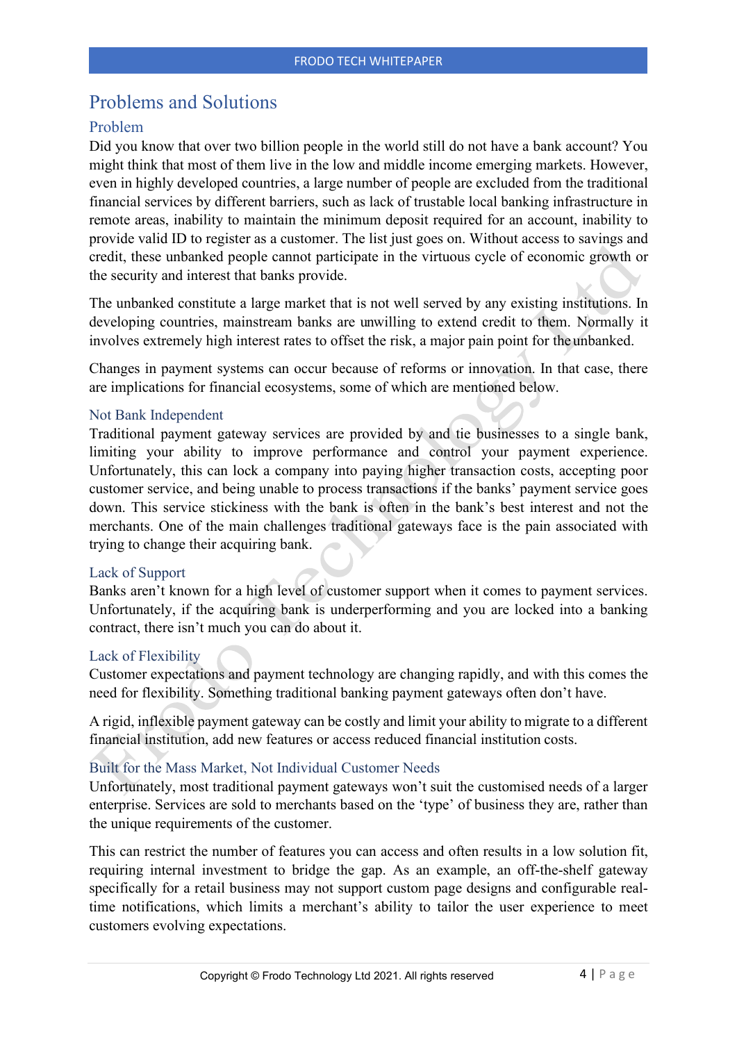# Problems and Solutions

## Problem

Did you know that over two billion people in the world still do not have a bank account? You might think that most of them live in the low and middle income emerging markets. However, even in highly developed countries, a large number of people are excluded from the traditional financial services by different barriers, such as lack of trustable local banking infrastructure in remote areas, inability to maintain the minimum deposit required for an account, inability to provide valid ID to register as a customer. The list just goes on. Without access to savings and credit, these unbanked people cannot participate in the virtuous cycle of economic growth or the security and interest that banks provide.

The unbanked constitute a large market that is not well served by any existing institutions. In developing countries, mainstream banks are unwilling to extend credit to them. Normally it involves extremely high interest rates to offset the risk, a major pain point for the unbanked.

Changes in payment systems can occur because of reforms or innovation. In that case, there are implications for financial ecosystems, some of which are mentioned below.

## Not Bank Independent

Traditional payment gateway services are provided by and tie businesses to a single bank, limiting your ability to improve performance and control your payment experience. Unfortunately, this can lock a company into paying higher transaction costs, accepting poor customer service, and being unable to process transactions if the banks' payment service goes down. This service stickiness with the bank is often in the bank's best interest and not the merchants. One of the main challenges traditional gateways face is the pain associated with trying to change their acquiring bank.

## Lack of Support

Banks aren't known for a high level of customer support when it comes to payment services. Unfortunately, if the acquiring bank is underperforming and you are locked into a banking contract, there isn't much you can do about it.

## Lack of Flexibility

Customer expectations and payment technology are changing rapidly, and with this comes the need for flexibility. Something traditional banking payment gateways often don't have.

A rigid, inflexible payment gateway can be costly and limit your ability to migrate to a different financial institution, add new features or access reduced financial institution costs.

## Built for the Mass Market, Not Individual Customer Needs

Unfortunately, most traditional payment gateways won't suit the customised needs of a larger enterprise. Services are sold to merchants based on the 'type' of business they are, rather than the unique requirements of the customer.

This can restrict the number of features you can access and often results in a low solution fit, requiring internal investment to bridge the gap. As an example, an off-the-shelf gateway specifically for a retail business may not support custom page designs and configurable real-time notifications, which limits a merchant's ability to tailor the user experience to meet customers evolving expectations.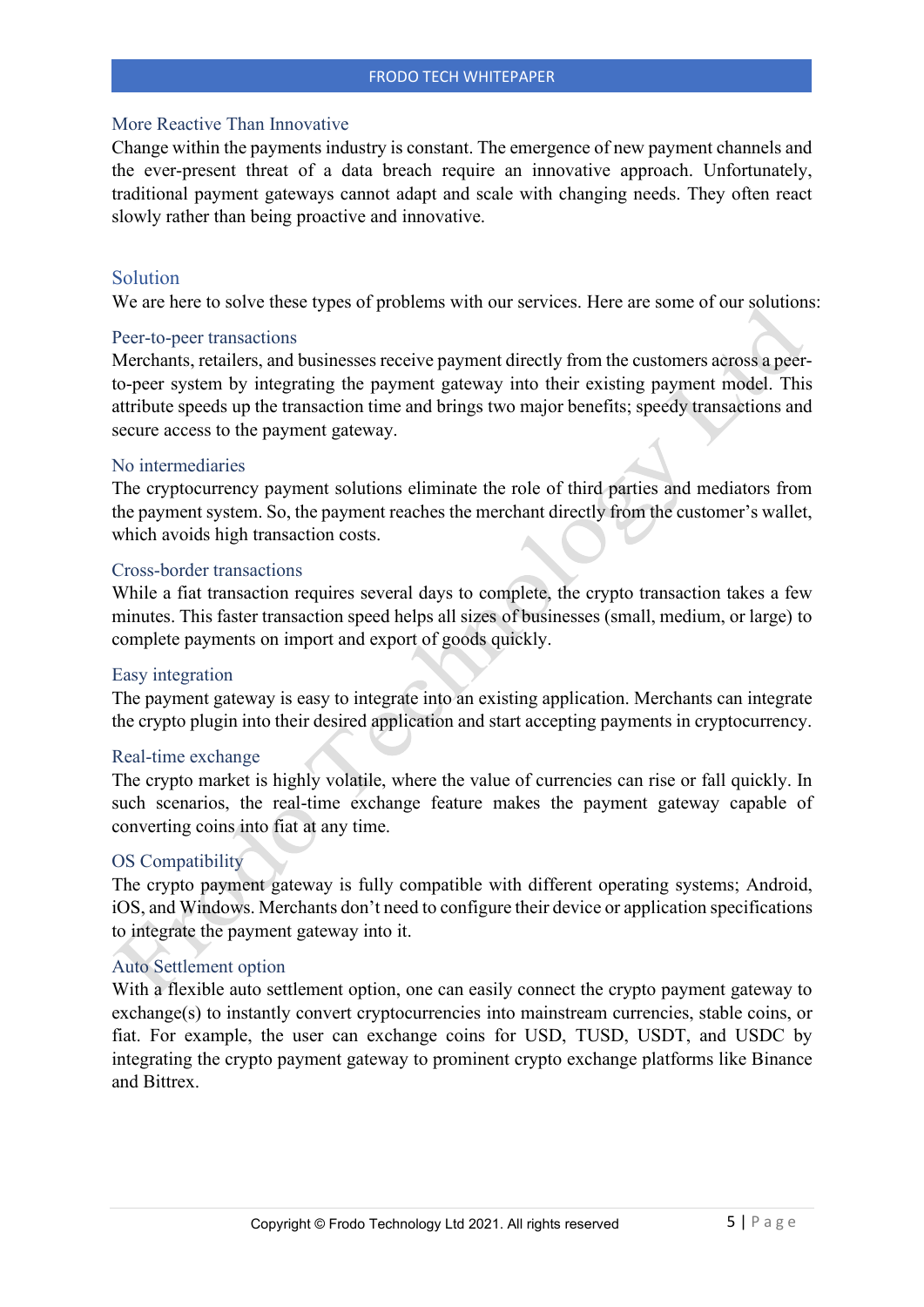## More Reactive Than Innovative

Change within the payments industry is constant. The emergence of new payment channels and the ever-present threat of a data breach require an innovative approach. Unfortunately, traditional payment gateways cannot adapt and scale with changing needs. They often react slowly rather than being proactive and innovative.

## Solution

We are here to solve these types of problems with our services. Here are some of our solutions:

### Peer-to-peer transactions

Merchants, retailers, and businesses receive payment directly from the customers across a peer-to-peer system by integrating the payment gateway into their existing payment model. This attribute speeds up the transaction time and brings two major benefits; speedy transactions and secure access to the payment gateway.

### No intermediaries

The cryptocurrency payment solutions eliminate the role of third parties and mediators from the payment system. So, the payment reaches the merchant directly from the customer's wallet, which avoids high transaction costs.

### Cross-border transactions

While a fiat transaction requires several days to complete, the crypto transaction takes a few minutes. This faster transaction speed helps all sizes of businesses (small, medium, or large) to complete payments on import and export of goods quickly.

### Easy integration

The payment gateway is easy to integrate into an existing application. Merchants can integrate the crypto plugin into their desired application and start accepting payments in cryptocurrency.

### Real-time exchange

The crypto market is highly volatile, where the value of currencies can rise or fall quickly. In such scenarios, the real-time exchange feature makes the payment gateway capable of converting coins into fiat at any time.

### OS Compatibility

The crypto payment gateway is fully compatible with different operating systems; Android, iOS, and Windows. Merchants don't need to configure their device or application specifications to integrate the payment gateway into it.

### Auto Settlement option

With a flexible auto settlement option, one can easily connect the crypto payment gateway to exchange(s) to instantly convert cryptocurrencies into mainstream currencies, stable coins, or fiat. For example, the user can exchange coins for USD, TUSD, USDT, and USDC by integrating the crypto payment gateway to prominent crypto exchange platforms like Binance and Bittrex.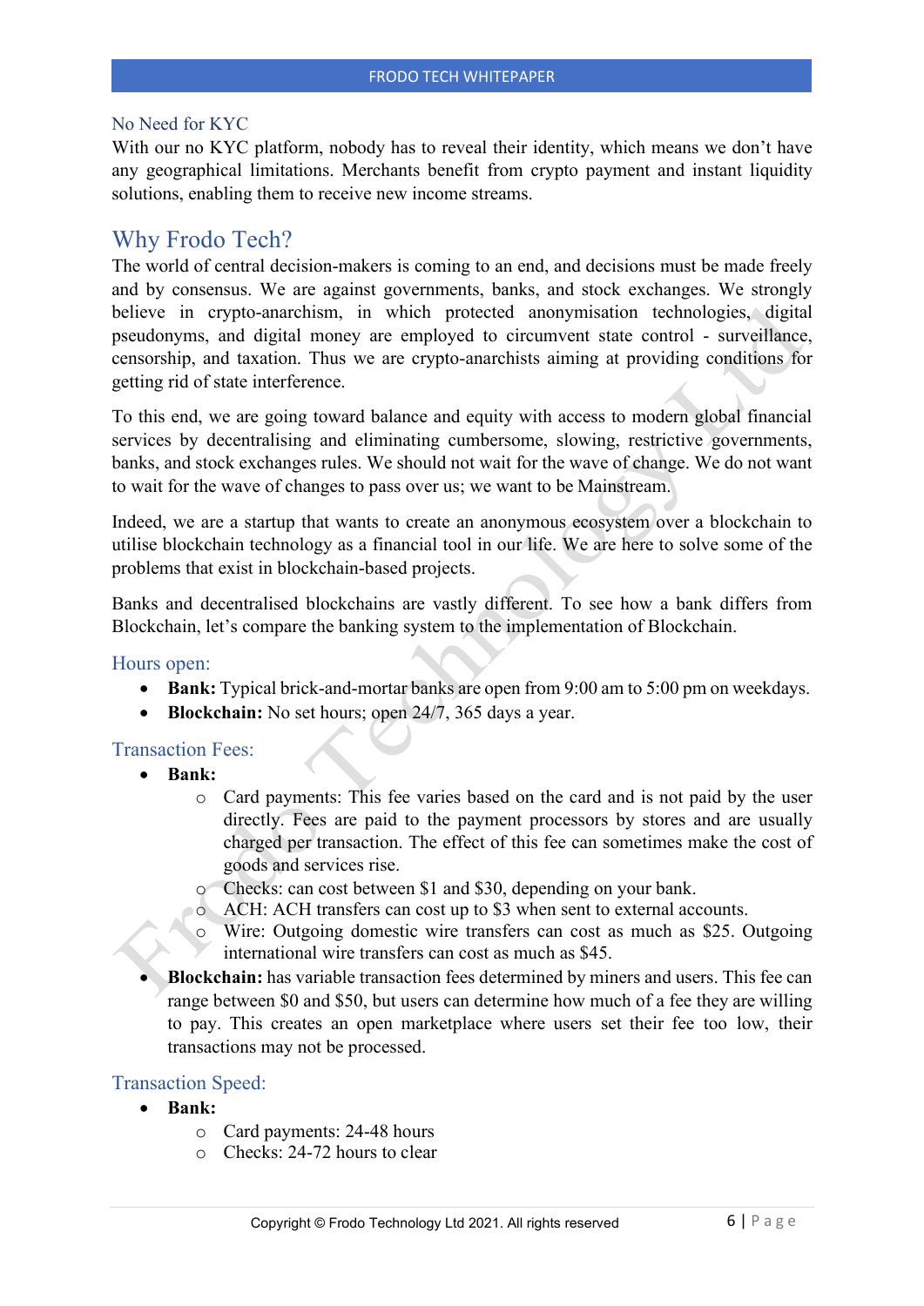### No Need for KYC

With our no KYC platform, nobody has to reveal their identity, which means we don't have any geographical limitations. Merchants benefit from crypto payment and instant liquidity solutions, enabling them to receive new income streams.

## Why Frodo Tech?

The world of central decision-makers is coming to an end, and decisions must be made freely and by consensus. We are against governments, banks, and stock exchanges. We strongly believe in crypto-anarchism, in which protected anonymisation technologies, digital pseudonyms, and digital money are employed to circumvent state control - surveillance, censorship, and taxation. Thus we are crypto-anarchists aiming at providing conditions for getting rid of state interference.

To this end, we are going toward balance and equity with access to modern global financial services by decentralising and eliminating cumbersome, slowing, restrictive governments, banks, and stock exchanges rules. We should not wait for the wave of change. We do not want to wait for the wave of changes to pass over us; we want to be Mainstream.

Indeed, we are a startup that wants to create an anonymous ecosystem over a blockchain to utilise blockchain technology as a financial tool in our life. We are here to solve some of the problems that exist in blockchain-based projects.

Banks and decentralised blockchains are vastly different. To see how a bank differs from Blockchain, let's compare the banking system to the implementation of Blockchain.

### Hours open:

- **Bank:** Typical brick-and-mortar banks are open from 9:00 am to 5:00 pm on weekdays.
- **Blockchain:** No set hours; open 24/7, 365 days a year.

### Transaction Fees:

- **Bank:**
  - Card payments: This fee varies based on the card and is not paid by the user directly. Fees are paid to the payment processors by stores and are usually charged per transaction. The effect of this fee can sometimes make the cost of goods and services rise.
  - Checks: can cost between $1 and $30, depending on your bank.
  - ACH: ACH transfers can cost up to $3 when sent to external accounts.
  - Wire: Outgoing domestic wire transfers can cost as much as $25. Outgoing international wire transfers can cost as much as $45.
- **Blockchain:** has variable transaction fees determined by miners and users. This fee can range between $0 and $50, but users can determine how much of a fee they are willing to pay. This creates an open marketplace where users set their fee too low, their transactions may not be processed.

### Transaction Speed:

- **Bank:**
  - Card payments: 24-48 hours
  - Checks: 24-72 hours to clear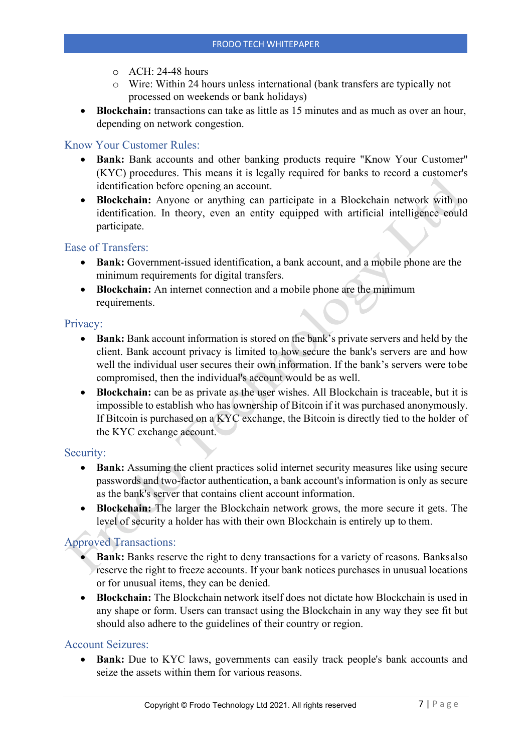- ACH: 24-48 hours
    - Wire: Within 24 hours unless international (bank transfers are typically not processed on weekends or bank holidays)
- **Blockchain:** transactions can take as little as 15 minutes and as much as over an hour, depending on network congestion.

## Know Your Customer Rules:

- **Bank:** Bank accounts and other banking products require "Know Your Customer" (KYC) procedures. This means it is legally required for banks to record a customer's identification before opening an account.
- **Blockchain:** Anyone or anything can participate in a Blockchain network with no identification. In theory, even an entity equipped with artificial intelligence could participate.

## Ease of Transfers:

- **Bank:** Government-issued identification, a bank account, and a mobile phone are the minimum requirements for digital transfers.
- **Blockchain:** An internet connection and a mobile phone are the minimum requirements.

## Privacy:

- **Bank:** Bank account information is stored on the bank's private servers and held by the client. Bank account privacy is limited to how secure the bank's servers are and how well the individual user secures their own information. If the bank's servers were to be compromised, then the individual's account would be as well.
- **Blockchain:** can be as private as the user wishes. All Blockchain is traceable, but it is impossible to establish who has ownership of Bitcoin if it was purchased anonymously. If Bitcoin is purchased on a KYC exchange, the Bitcoin is directly tied to the holder of the KYC exchange account.

## Security:

- **Bank:** Assuming the client practices solid internet security measures like using secure passwords and two-factor authentication, a bank account's information is only as secure as the bank's server that contains client account information.
- **Blockchain:** The larger the Blockchain network grows, the more secure it gets. The level of security a holder has with their own Blockchain is entirely up to them.

## Approved Transactions:

- **Bank:** Banks reserve the right to deny transactions for a variety of reasons. Banks also reserve the right to freeze accounts. If your bank notices purchases in unusual locations or for unusual items, they can be denied.
- **Blockchain:** The Blockchain network itself does not dictate how Blockchain is used in any shape or form. Users can transact using the Blockchain in any way they see fit but should also adhere to the guidelines of their country or region.

## Account Seizures:

- **Bank:** Due to KYC laws, governments can easily track people's bank accounts and seize the assets within them for various reasons.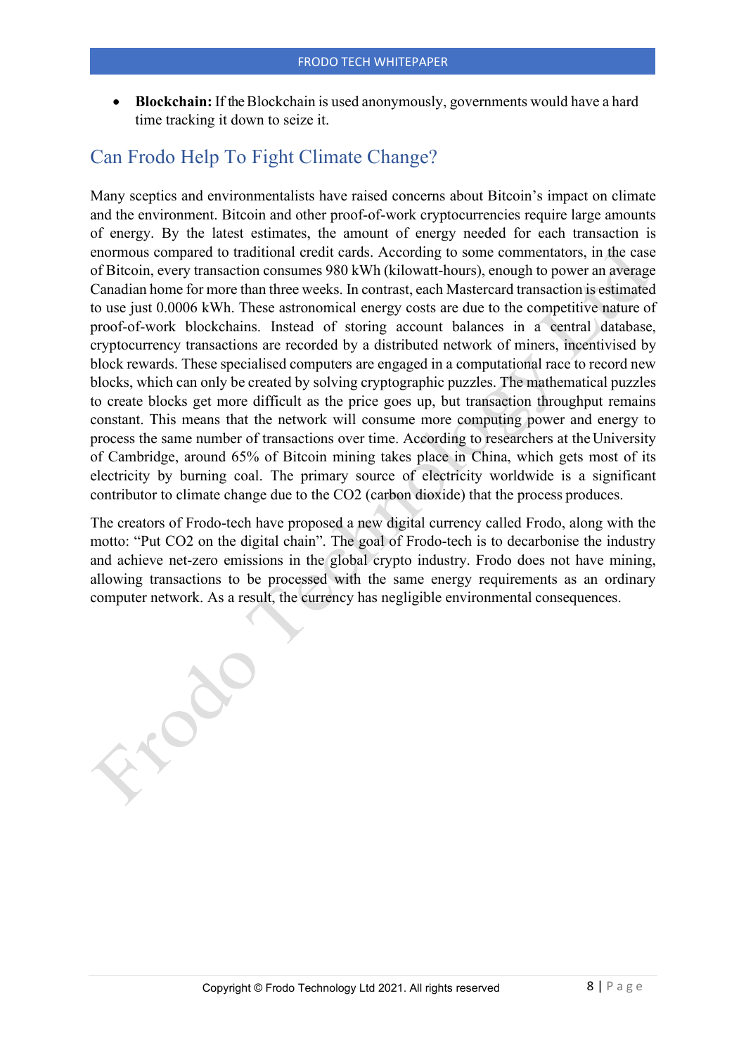- **Blockchain:** If the Blockchain is used anonymously, governments would have a hard time tracking it down to seize it.

## Can Frodo Help To Fight Climate Change?

Many sceptics and environmentalists have raised concerns about Bitcoin's impact on climate and the environment. Bitcoin and other proof-of-work cryptocurrencies require large amounts of energy. By the latest estimates, the amount of energy needed for each transaction is enormous compared to traditional credit cards. According to some commentators, in the case of Bitcoin, every transaction consumes 980 kWh (kilowatt-hours), enough to power an average Canadian home for more than three weeks. In contrast, each Mastercard transaction is estimated to use just 0.0006 kWh. These astronomical energy costs are due to the competitive nature of proof-of-work blockchains. Instead of storing account balances in a central database, cryptocurrency transactions are recorded by a distributed network of miners, incentivised by block rewards. These specialised computers are engaged in a computational race to record new blocks, which can only be created by solving cryptographic puzzles. The mathematical puzzles to create blocks get more difficult as the price goes up, but transaction throughput remains constant. This means that the network will consume more computing power and energy to process the same number of transactions over time. According to researchers at the University of Cambridge, around 65% of Bitcoin mining takes place in China, which gets most of its electricity by burning coal. The primary source of electricity worldwide is a significant contributor to climate change due to the $CO_2$ (carbon dioxide) that the process produces.

The creators of Frodo-tech have proposed a new digital currency called Frodo, along with the motto: "Put $CO_2$ on the digital chain". The goal of Frodo-tech is to decarbonise the industry and achieve net-zero emissions in the global crypto industry. Frodo does not have mining, allowing transactions to be processed with the same energy requirements as an ordinary computer network. As a result, the currency has negligible environmental consequences.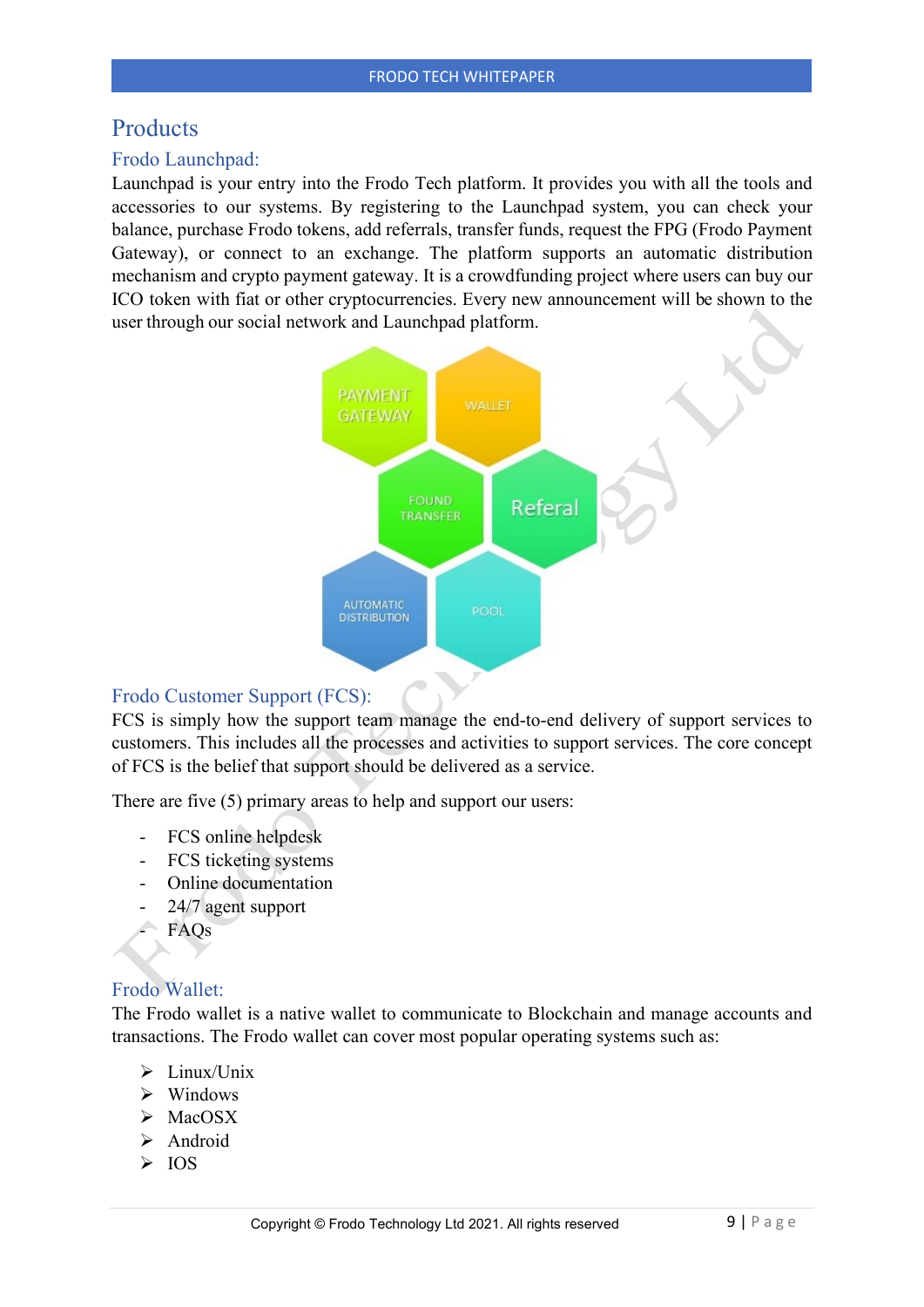# Products

## Frodo Launchpad:

Launchpad is your entry into the Frodo Tech platform. It provides you with all the tools and accessories to our systems. By registering to the Launchpad system, you can check your balance, purchase Frodo tokens, add referrals, transfer funds, request the FPG (Frodo Payment Gateway), or connect to an exchange. The platform supports an automatic distribution mechanism and crypto payment gateway. It is a crowdfunding project where users can buy our ICO token with fiat or other cryptocurrencies. Every new announcement will be shown to the user through our social network and Launchpad platform.

PAYMENT GATEWAY

WALLET

FOUND TRANSFER

Referal

AUTOMATIC DISTRIBUTION

POOL

## Frodo Customer Support (FCS):

FCS is simply how the support team manage the end-to-end delivery of support services to customers. This includes all the processes and activities to support services. The core concept of FCS is the belief that support should be delivered as a service.

There are five (5) primary areas to help and support our users:

- FCS online helpdesk
- FCS ticketing systems
- Online documentation
- 24/7 agent support
- FAQs

## Frodo Wallet:

The Frodo wallet is a native wallet to communicate to Blockchain and manage accounts and transactions. The Frodo wallet can cover most popular operating systems such as:

- Linux/Unix
- Windows
- MacOSX
- Android
- IOS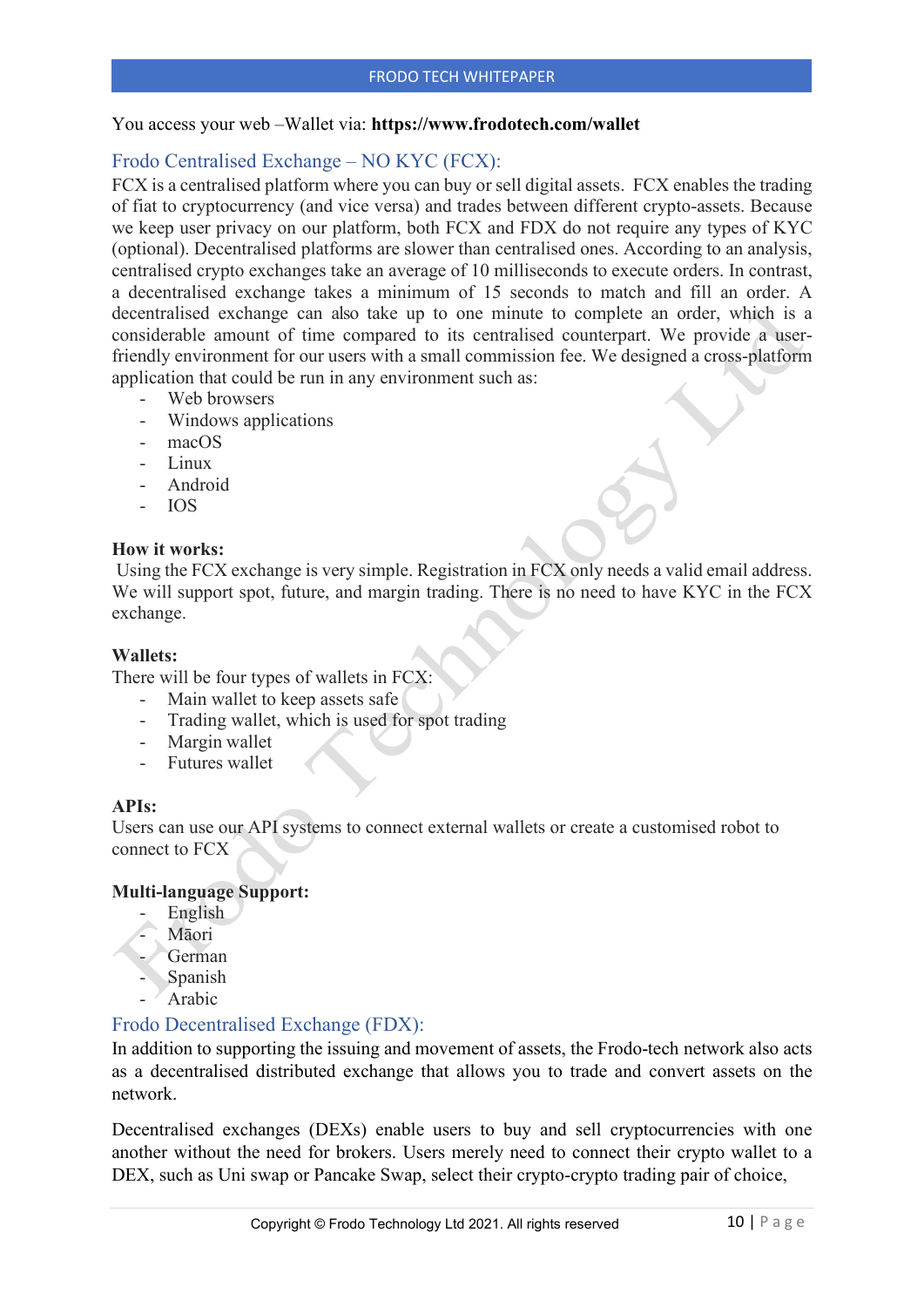You access your web –Wallet via: **https://www.frodotech.com/wallet**

## Frodo Centralised Exchange – NO KYC (FCX):

FCX is a centralised platform where you can buy or sell digital assets. FCX enables the trading of fiat to cryptocurrency (and vice versa) and trades between different crypto-assets. Because we keep user privacy on our platform, both FCX and FDX do not require any types of KYC (optional). Decentralised platforms are slower than centralised ones. According to an analysis, centralised crypto exchanges take an average of 10 milliseconds to execute orders. In contrast, a decentralised exchange takes a minimum of 15 seconds to match and fill an order. A decentralised exchange can also take up to one minute to complete an order, which is a considerable amount of time compared to its centralised counterpart. We provide a user-friendly environment for our users with a small commission fee. We designed a cross-platform application that could be run in any environment such as:

- Web browsers
- Windows applications
- macOS
- Linux
- Android
- IOS

**How it works:**

Using the FCX exchange is very simple. Registration in FCX only needs a valid email address. We will support spot, future, and margin trading. There is no need to have KYC in the FCX exchange.

**Wallets:**

There will be four types of wallets in FCX:

- Main wallet to keep assets safe
- Trading wallet, which is used for spot trading
- Margin wallet
- Futures wallet

**APIs:**

Users can use our API systems to connect external wallets or create a customised robot to connect to FCX

**Multi-language Support:**

- English
- Māori
- German
- Spanish
- Arabic

## Frodo Decentralised Exchange (FDX):

In addition to supporting the issuing and movement of assets, the Frodo-tech network also acts as a decentralised distributed exchange that allows you to trade and convert assets on the network.

Decentralised exchanges (DEXs) enable users to buy and sell cryptocurrencies with one another without the need for brokers. Users merely need to connect their crypto wallet to a DEX, such as Uni swap or Pancake Swap, select their crypto-crypto trading pair of choice,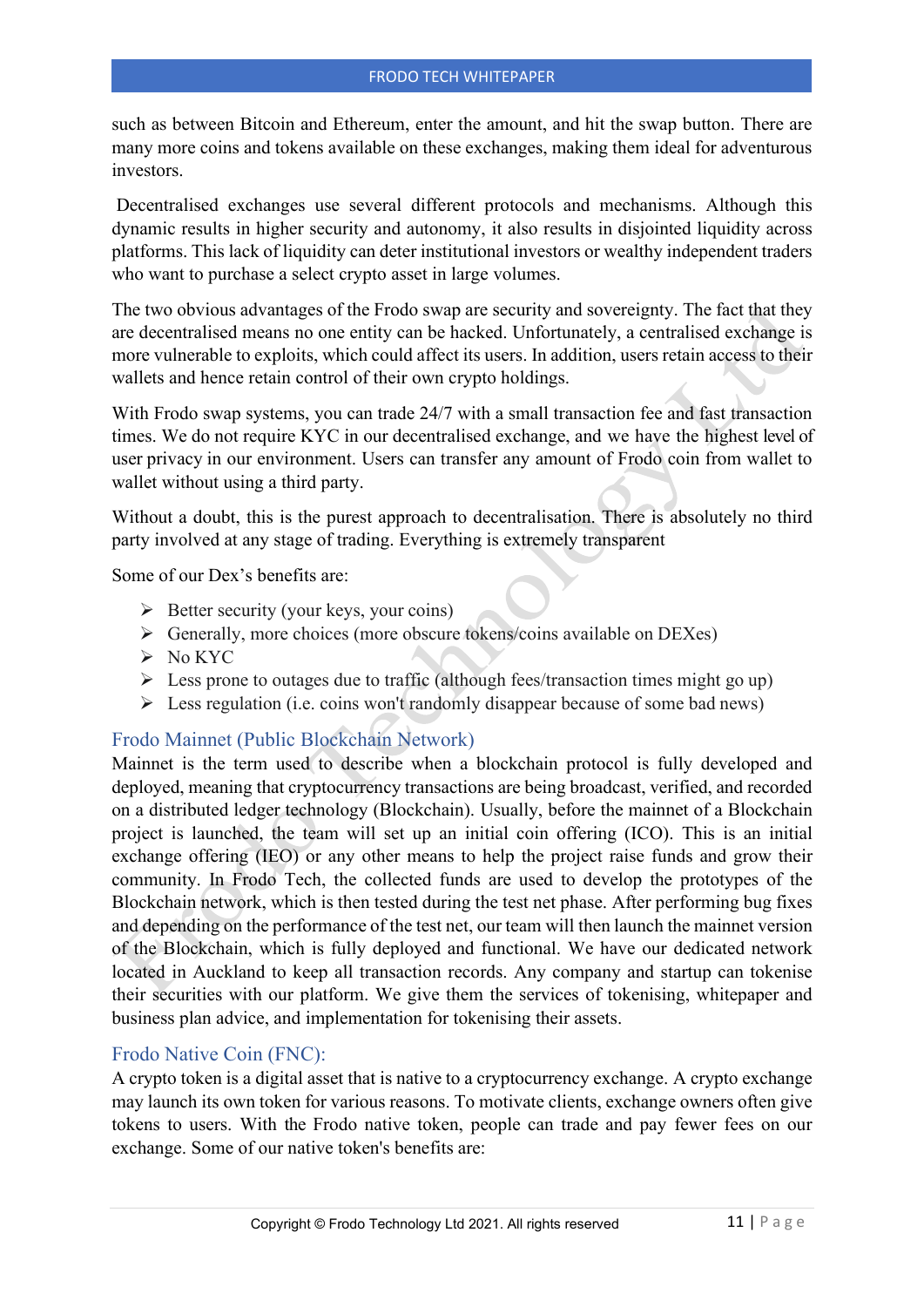such as between Bitcoin and Ethereum, enter the amount, and hit the swap button. There are many more coins and tokens available on these exchanges, making them ideal for adventurous investors.

Decentralised exchanges use several different protocols and mechanisms. Although this dynamic results in higher security and autonomy, it also results in disjointed liquidity across platforms. This lack of liquidity can deter institutional investors or wealthy independent traders who want to purchase a select crypto asset in large volumes.

The two obvious advantages of the Frodo swap are security and sovereignty. The fact that they are decentralised means no one entity can be hacked. Unfortunately, a centralised exchange is more vulnerable to exploits, which could affect its users. In addition, users retain access to their wallets and hence retain control of their own crypto holdings.

With Frodo swap systems, you can trade 24/7 with a small transaction fee and fast transaction times. We do not require KYC in our decentralised exchange, and we have the highest level of user privacy in our environment. Users can transfer any amount of Frodo coin from wallet to wallet without using a third party.

Without a doubt, this is the purest approach to decentralisation. There is absolutely no third party involved at any stage of trading. Everything is extremely transparent

Some of our Dex's benefits are:

- Better security (your keys, your coins)
- Generally, more choices (more obscure tokens/coins available on DEXes)
- No KYC
- Less prone to outages due to traffic (although fees/transaction times might go up)
- Less regulation (i.e. coins won't randomly disappear because of some bad news)

## Frodo Mainnet (Public Blockchain Network)

Mainnet is the term used to describe when a blockchain protocol is fully developed and deployed, meaning that cryptocurrency transactions are being broadcast, verified, and recorded on a distributed ledger technology (Blockchain). Usually, before the mainnet of a Blockchain project is launched, the team will set up an initial coin offering (ICO). This is an initial exchange offering (IEO) or any other means to help the project raise funds and grow their community. In Frodo Tech, the collected funds are used to develop the prototypes of the Blockchain network, which is then tested during the test net phase. After performing bug fixes and depending on the performance of the test net, our team will then launch the mainnet version of the Blockchain, which is fully deployed and functional. We have our dedicated network located in Auckland to keep all transaction records. Any company and startup can tokenise their securities with our platform. We give them the services of tokenising, whitepaper and business plan advice, and implementation for tokenising their assets.

## Frodo Native Coin (FNC):

A crypto token is a digital asset that is native to a cryptocurrency exchange. A crypto exchange may launch its own token for various reasons. To motivate clients, exchange owners often give tokens to users. With the Frodo native token, people can trade and pay fewer fees on our exchange. Some of our native token's benefits are: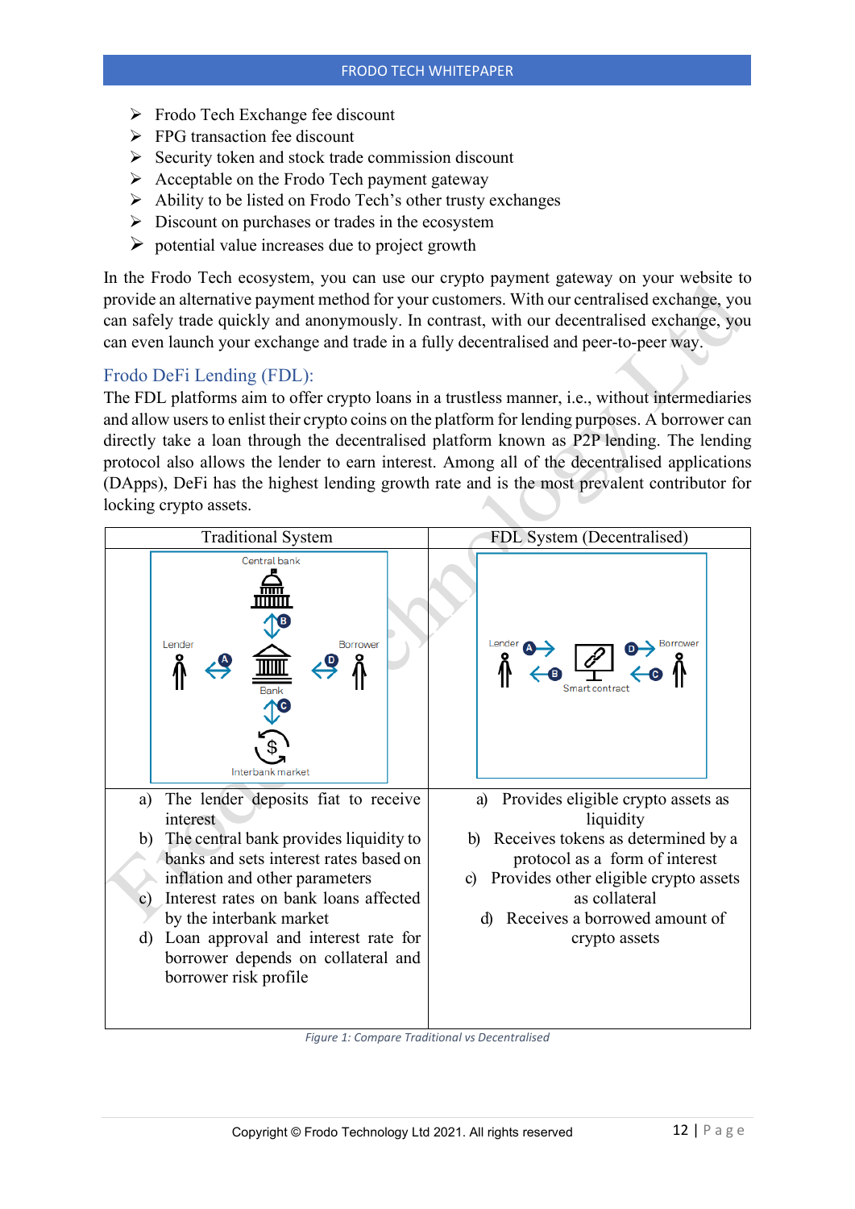- Frodo Tech Exchange fee discount
- FPG transaction fee discount
- Security token and stock trade commission discount
- Acceptable on the Frodo Tech payment gateway
- Ability to be listed on Frodo Tech's other trusty exchanges
- Discount on purchases or trades in the ecosystem
- potential value increases due to project growth

In the Frodo Tech ecosystem, you can use our crypto payment gateway on your website to provide an alternative payment method for your customers. With our centralised exchange, you can safely trade quickly and anonymously. In contrast, with our decentralised exchange, you can even launch your exchange and trade in a fully decentralised and peer-to-peer way.

### Frodo DeFi Lending (FDL):

The FDL platforms aim to offer crypto loans in a trustless manner, i.e., without intermediaries and allow users to enlist their crypto coins on the platform for lending purposes. A borrower can directly take a loan through the decentralised platform known as P2P lending. The lending protocol also allows the lender to earn interest. Among all of the decentralised applications (DApps), DeFi has the highest lending growth rate and is the most prevalent contributor for locking crypto assets.

| Traditional System | FDL System (Decentralised) |
|---|---|
| Central bank<br>Lender<br>Borrower<br>Bank<br>Interbank market<br>A B C D | Lender<br>Borrower<br>Smart contract<br>A B C D |
| a) The lender deposits fiat to receive interest<br>b) The central bank provides liquidity to banks and sets interest rates based on inflation and other parameters<br>c) Interest rates on bank loans affected by the interbank market<br>d) Loan approval and interest rate for borrower depends on collateral and borrower risk profile | a) Provides eligible crypto assets as liquidity<br>b) Receives tokens as determined by a protocol as a form of interest<br>c) Provides other eligible crypto assets as collateral<br>d) Receives a borrowed amount of crypto assets |

*Figure 1: Compare Traditional vs Decentralised*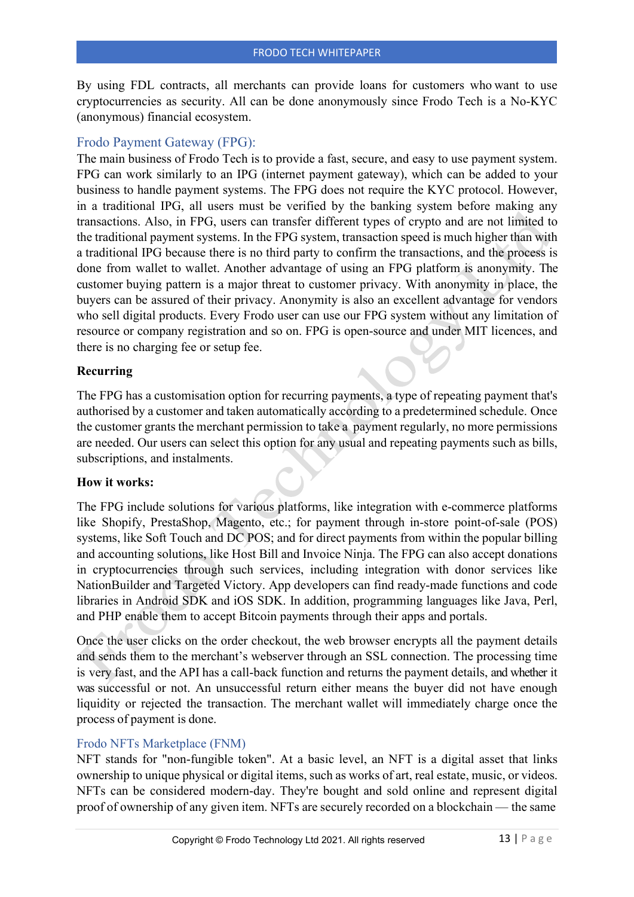By using FDL contracts, all merchants can provide loans for customers who want to use cryptocurrencies as security. All can be done anonymously since Frodo Tech is a No-KYC (anonymous) financial ecosystem.

## Frodo Payment Gateway (FPG):

The main business of Frodo Tech is to provide a fast, secure, and easy to use payment system. FPG can work similarly to an IPG (internet payment gateway), which can be added to your business to handle payment systems. The FPG does not require the KYC protocol. However, in a traditional IPG, all users must be verified by the banking system before making any transactions. Also, in FPG, users can transfer different types of crypto and are not limited to the traditional payment systems. In the FPG system, transaction speed is much higher than with a traditional IPG because there is no third party to confirm the transactions, and the process is done from wallet to wallet. Another advantage of using an FPG platform is anonymity. The customer buying pattern is a major threat to customer privacy. With anonymity in place, the buyers can be assured of their privacy. Anonymity is also an excellent advantage for vendors who sell digital products. Every Frodo user can use our FPG system without any limitation of resource or company registration and so on. FPG is open-source and under MIT licences, and there is no charging fee or setup fee.

**Recurring**

The FPG has a customisation option for recurring payments, a type of repeating payment that's authorised by a customer and taken automatically according to a predetermined schedule. Once the customer grants the merchant permission to take a payment regularly, no more permissions are needed. Our users can select this option for any usual and repeating payments such as bills, subscriptions, and instalments.

**How it works:**

The FPG include solutions for various platforms, like integration with e-commerce platforms like Shopify, PrestaShop, Magento, etc.; for payment through in-store point-of-sale (POS) systems, like Soft Touch and DC POS; and for direct payments from within the popular billing and accounting solutions, like Host Bill and Invoice Ninja. The FPG can also accept donations in cryptocurrencies through such services, including integration with donor services like NationBuilder and Targeted Victory. App developers can find ready-made functions and code libraries in Android SDK and iOS SDK. In addition, programming languages like Java, Perl, and PHP enable them to accept Bitcoin payments through their apps and portals.

Once the user clicks on the order checkout, the web browser encrypts all the payment details and sends them to the merchant's webserver through an SSL connection. The processing time is very fast, and the API has a call-back function and returns the payment details, and whether it was successful or not. An unsuccessful return either means the buyer did not have enough liquidity or rejected the transaction. The merchant wallet will immediately charge once the process of payment is done.

## Frodo NFTs Marketplace (FNM)

NFT stands for "non-fungible token". At a basic level, an NFT is a digital asset that links ownership to unique physical or digital items, such as works of art, real estate, music, or videos. NFTs can be considered modern-day. They're bought and sold online and represent digital proof of ownership of any given item. NFTs are securely recorded on a blockchain — the same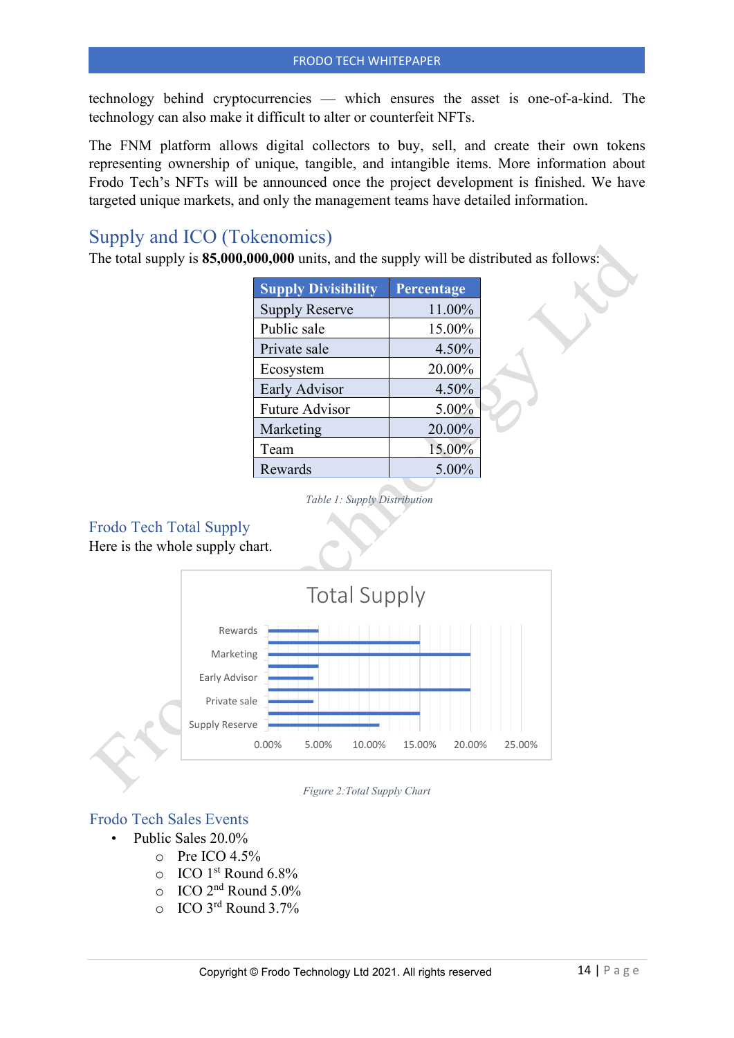technology behind cryptocurrencies — which ensures the asset is one-of-a-kind. The technology can also make it difficult to alter or counterfeit NFTs.

The FNM platform allows digital collectors to buy, sell, and create their own tokens representing ownership of unique, tangible, and intangible items. More information about Frodo Tech's NFTs will be announced once the project development is finished. We have targeted unique markets, and only the management teams have detailed information.

## Supply and ICO (Tokenomics)

The total supply is **85,000,000,000** units, and the supply will be distributed as follows:

| Supply Divisibility | Percentage |
|---|---|
| Supply Reserve | 11.00% |
| Public sale | 15.00% |
| Private sale | 4.50% |
| Ecosystem | 20.00% |
| Early Advisor | 4.50% |
| Future Advisor | 5.00% |
| Marketing | 20.00% |
| Team | 15.00% |
| Rewards | 5.00% |

*Table 1: Supply Distribution*

### Frodo Tech Total Supply

Here is the whole supply chart.

Total Supply

Rewards
Marketing
Early Advisor
Private sale
Supply Reserve

0.00% 5.00% 10.00% 15.00% 20.00% 25.00%

*Figure 2:Total Supply Chart*

### Frodo Tech Sales Events

- Public Sales 20.0%
  - Pre ICO 4.5%
  - ICO 1st Round 6.8%
  - ICO 2nd Round 5.0%
  - ICO 3rd Round 3.7%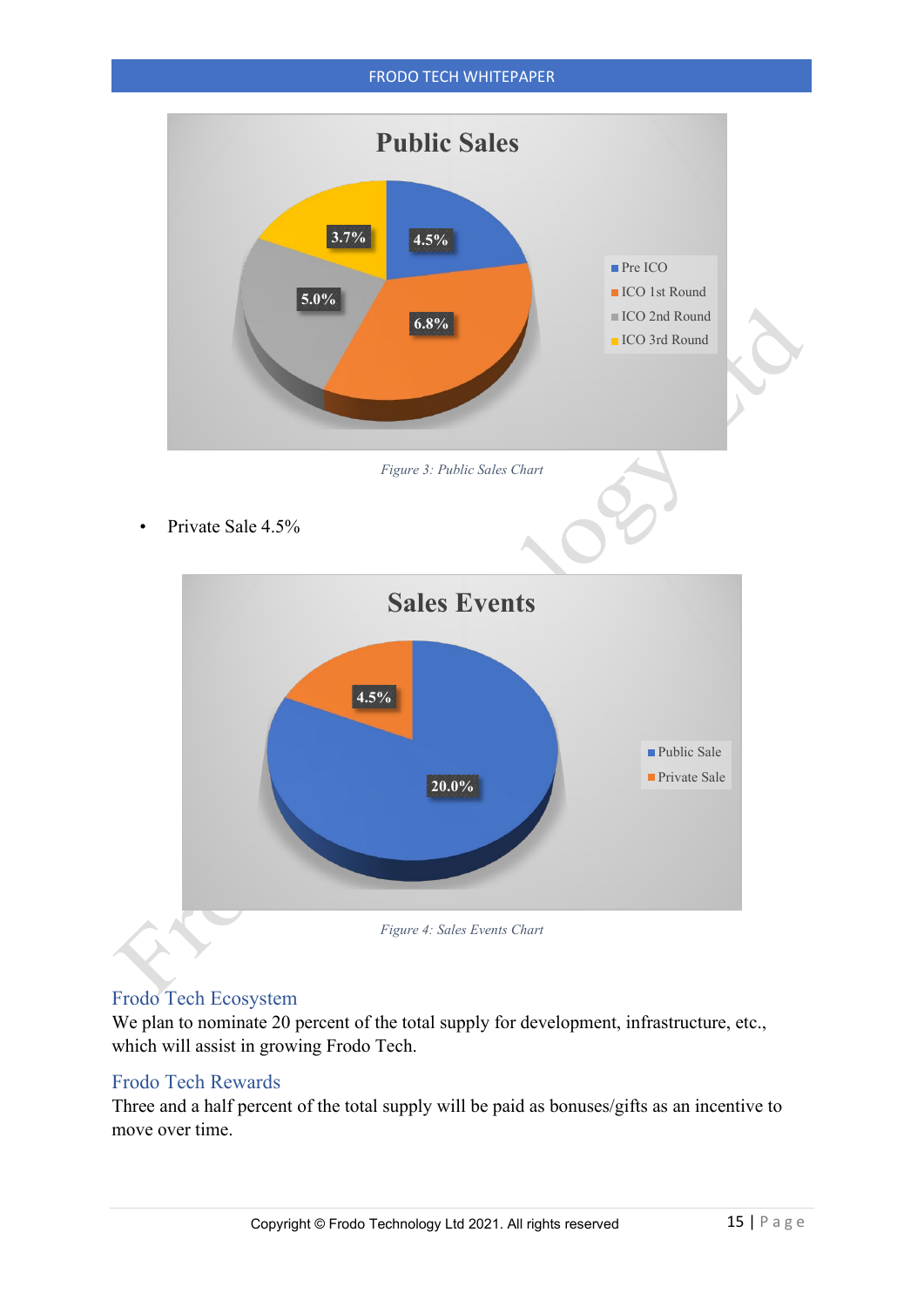Public Sales

3.7%
4.5%
5.0%
6.8%

Pre ICO
ICO 1st Round
ICO 2nd Round
ICO 3rd Round

*Figure 3: Public Sales Chart*

- Private Sale 4.5%

Sales Events

4.5%
20.0%

Public Sale
Private Sale

*Figure 4: Sales Events Chart*

## Frodo Tech Ecosystem

We plan to nominate 20 percent of the total supply for development, infrastructure, etc., which will assist in growing Frodo Tech.

## Frodo Tech Rewards

Three and a half percent of the total supply will be paid as bonuses/gifts as an incentive to move over time.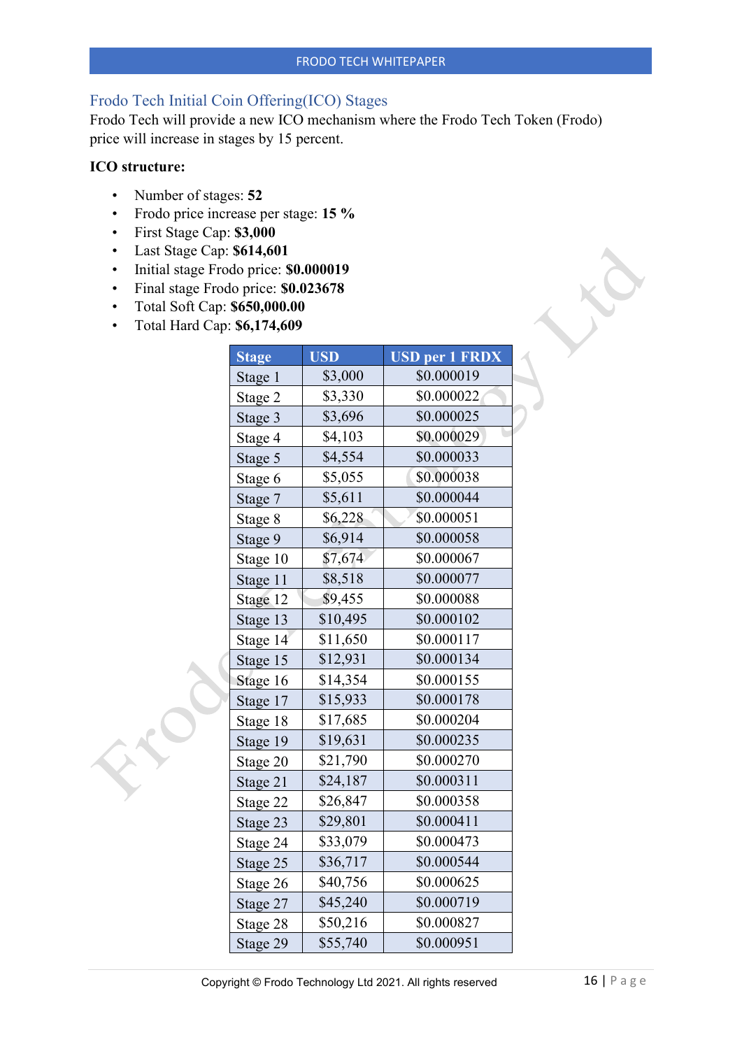## Frodo Tech Initial Coin Offering(ICO) Stages

Frodo Tech will provide a new ICO mechanism where the Frodo Tech Token (Frodo) price will increase in stages by 15 percent.

**ICO structure:**

- Number of stages: **52**
- Frodo price increase per stage: **15 %**
- First Stage Cap: **$3,000**
- Last Stage Cap: **$614,601**
- Initial stage Frodo price: **$0.000019**
- Final stage Frodo price: **$0.023678**
- Total Soft Cap: **$650,000.00**
- Total Hard Cap: **$6,174,609**

| Stage | USD | USD per 1 FRDX |
|---|---|---|
| Stage 1 | $3,000 | $0.000019 |
| Stage 2 | $3,330 | $0.000022 |
| Stage 3 | $3,696 | $0.000025 |
| Stage 4 | $4,103 | $0.000029 |
| Stage 5 | $4,554 | $0.000033 |
| Stage 6 | $5,055 | $0.000038 |
| Stage 7 | $5,611 | $0.000044 |
| Stage 8 | $6,228 | $0.000051 |
| Stage 9 | $6,914 | $0.000058 |
| Stage 10 | $7,674 | $0.000067 |
| Stage 11 | $8,518 | $0.000077 |
| Stage 12 | $9,455 | $0.000088 |
| Stage 13 | $10,495 | $0.000102 |
| Stage 14 | $11,650 | $0.000117 |
| Stage 15 | $12,931 | $0.000134 |
| Stage 16 | $14,354 | $0.000155 |
| Stage 17 | $15,933 | $0.000178 |
| Stage 18 | $17,685 | $0.000204 |
| Stage 19 | $19,631 | $0.000235 |
| Stage 20 | $21,790 | $0.000270 |
| Stage 21 | $24,187 | $0.000311 |
| Stage 22 | $26,847 | $0.000358 |
| Stage 23 | $29,801 | $0.000411 |
| Stage 24 | $33,079 | $0.000473 |
| Stage 25 | $36,717 | $0.000544 |
| Stage 26 | $40,756 | $0.000625 |
| Stage 27 | $45,240 | $0.000719 |
| Stage 28 | $50,216 | $0.000827 |
| Stage 29 | $55,740 | $0.000951 |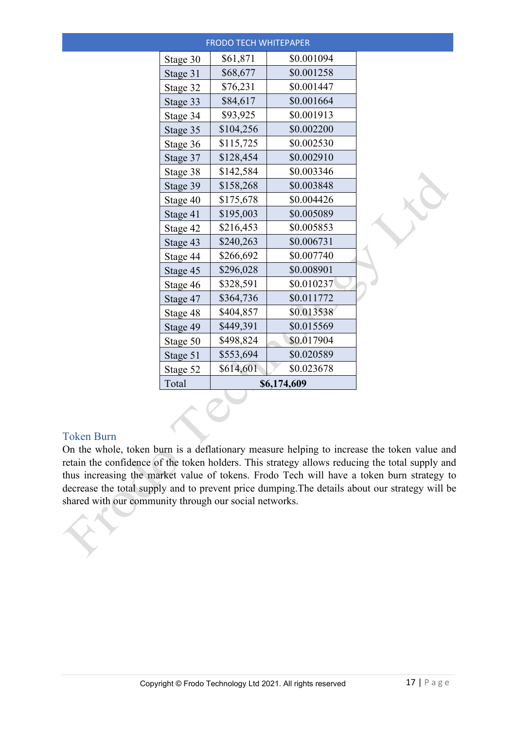| Stage 30 | $61,871 | $0.001094 |
|---|---|---|
| Stage 31 | $68,677 | $0.001258 |
| Stage 32 | $76,231 | $0.001447 |
| Stage 33 | $84,617 | $0.001664 |
| Stage 34 | $93,925 | $0.001913 |
| Stage 35 | $104,256 | $0.002200 |
| Stage 36 | $115,725 | $0.002530 |
| Stage 37 | $128,454 | $0.002910 |
| Stage 38 | $142,584 | $0.003346 |
| Stage 39 | $158,268 | $0.003848 |
| Stage 40 | $175,678 | $0.004426 |
| Stage 41 | $195,003 | $0.005089 |
| Stage 42 | $216,453 | $0.005853 |
| Stage 43 | $240,263 | $0.006731 |
| Stage 44 | $266,692 | $0.007740 |
| Stage 45 | $296,028 | $0.008901 |
| Stage 46 | $328,591 | $0.010237 |
| Stage 47 | $364,736 | $0.011772 |
| Stage 48 | $404,857 | $0.013538 |
| Stage 49 | $449,391 | $0.015569 |
| Stage 50 | $498,824 | $0.017904 |
| Stage 51 | $553,694 | $0.020589 |
| Stage 52 | $614,601 | $0.023678 |
| Total | **$6,174,609** | |

## Token Burn

On the whole, token burn is a deflationary measure helping to increase the token value and retain the confidence of the token holders. This strategy allows reducing the total supply and thus increasing the market value of tokens. Frodo Tech will have a token burn strategy to decrease the total supply and to prevent price dumping.The details about our strategy will be shared with our community through our social networks.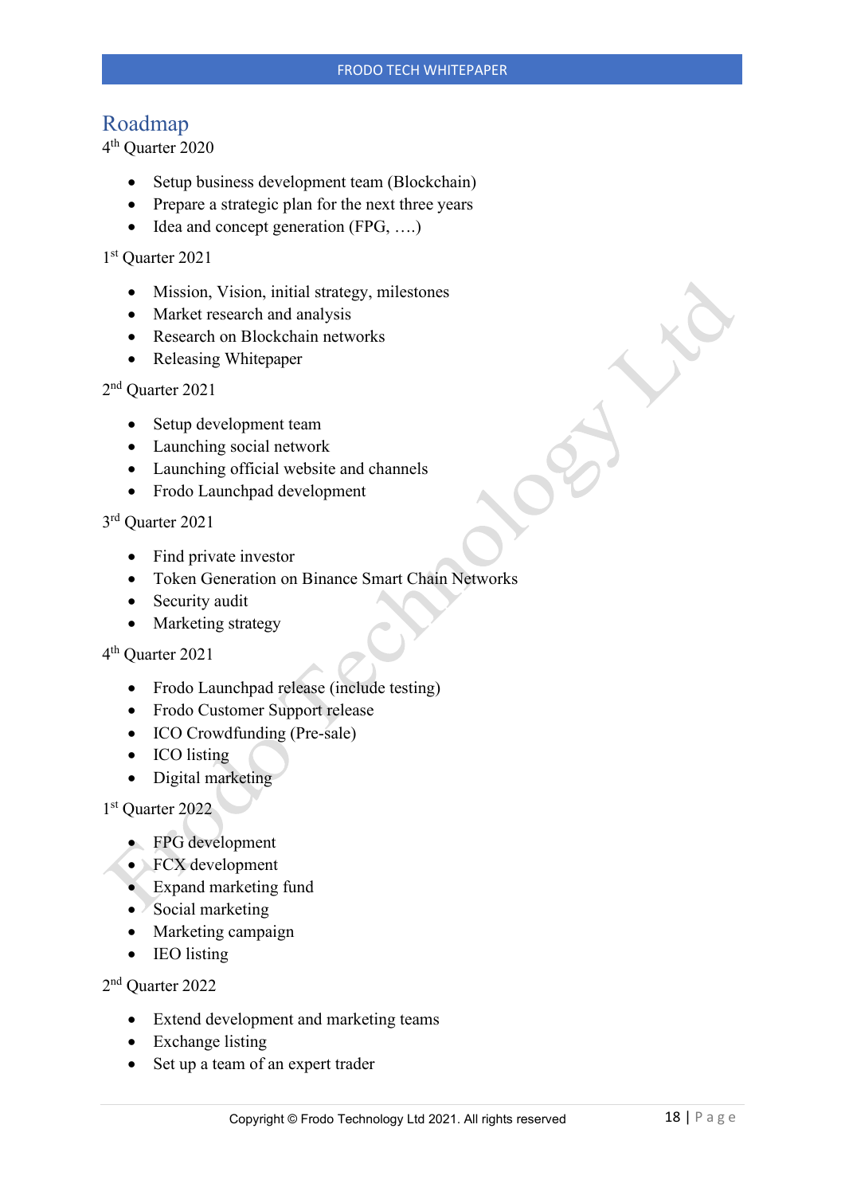# Roadmap

4th Quarter 2020

- Setup business development team (Blockchain)
- Prepare a strategic plan for the next three years
- Idea and concept generation (FPG, ….)

1st Quarter 2021

- Mission, Vision, initial strategy, milestones
- Market research and analysis
- Research on Blockchain networks
- Releasing Whitepaper

2nd Quarter 2021

- Setup development team
- Launching social network
- Launching official website and channels
- Frodo Launchpad development

3rd Quarter 2021

- Find private investor
- Token Generation on Binance Smart Chain Networks
- Security audit
- Marketing strategy

4th Quarter 2021

- Frodo Launchpad release (include testing)
- Frodo Customer Support release
- ICO Crowdfunding (Pre-sale)
- ICO listing
- Digital marketing

1st Quarter 2022

- FPG development
- FCX development
- Expand marketing fund
- Social marketing
- Marketing campaign
- IEO listing

2nd Quarter 2022

- Extend development and marketing teams
- Exchange listing
- Set up a team of an expert trader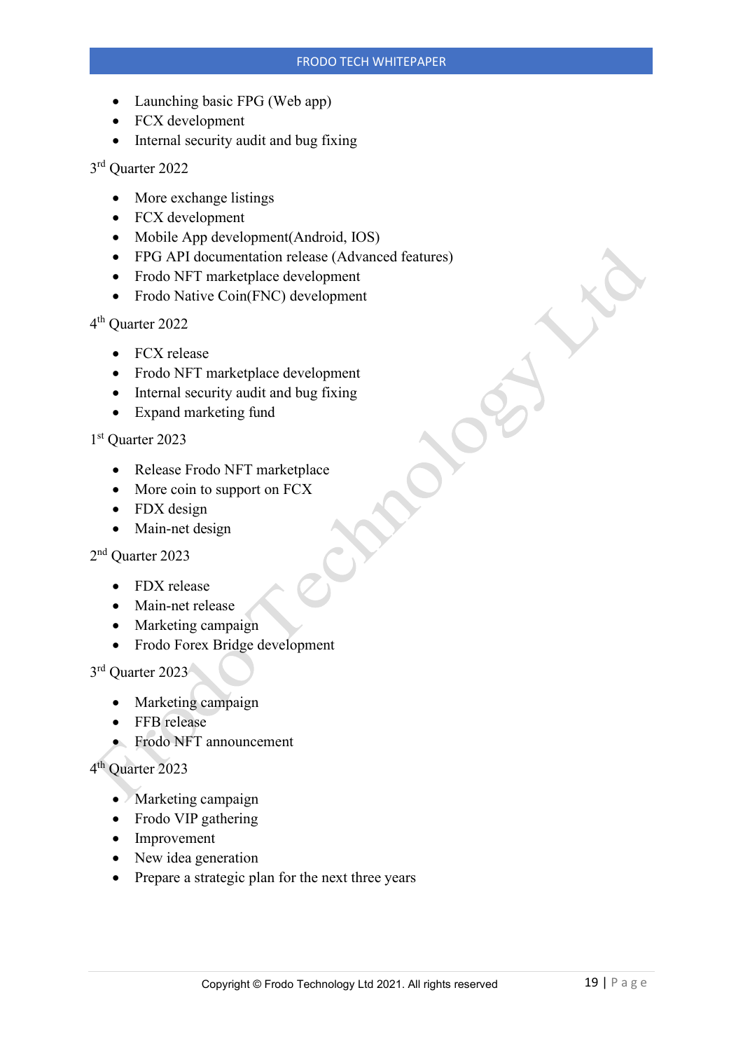- Launching basic FPG (Web app)
- FCX development
- Internal security audit and bug fixing

3rd Quarter 2022

- More exchange listings
- FCX development
- Mobile App development(Android, IOS)
- FPG API documentation release (Advanced features)
- Frodo NFT marketplace development
- Frodo Native Coin(FNC) development

4th Quarter 2022

- FCX release
- Frodo NFT marketplace development
- Internal security audit and bug fixing
- Expand marketing fund

1st Quarter 2023

- Release Frodo NFT marketplace
- More coin to support on FCX
- FDX design
- Main-net design

2nd Quarter 2023

- FDX release
- Main-net release
- Marketing campaign
- Frodo Forex Bridge development

3rd Quarter 2023

- Marketing campaign
- FFB release
- Frodo NFT announcement

4th Quarter 2023

- Marketing campaign
- Frodo VIP gathering
- Improvement
- New idea generation
- Prepare a strategic plan for the next three years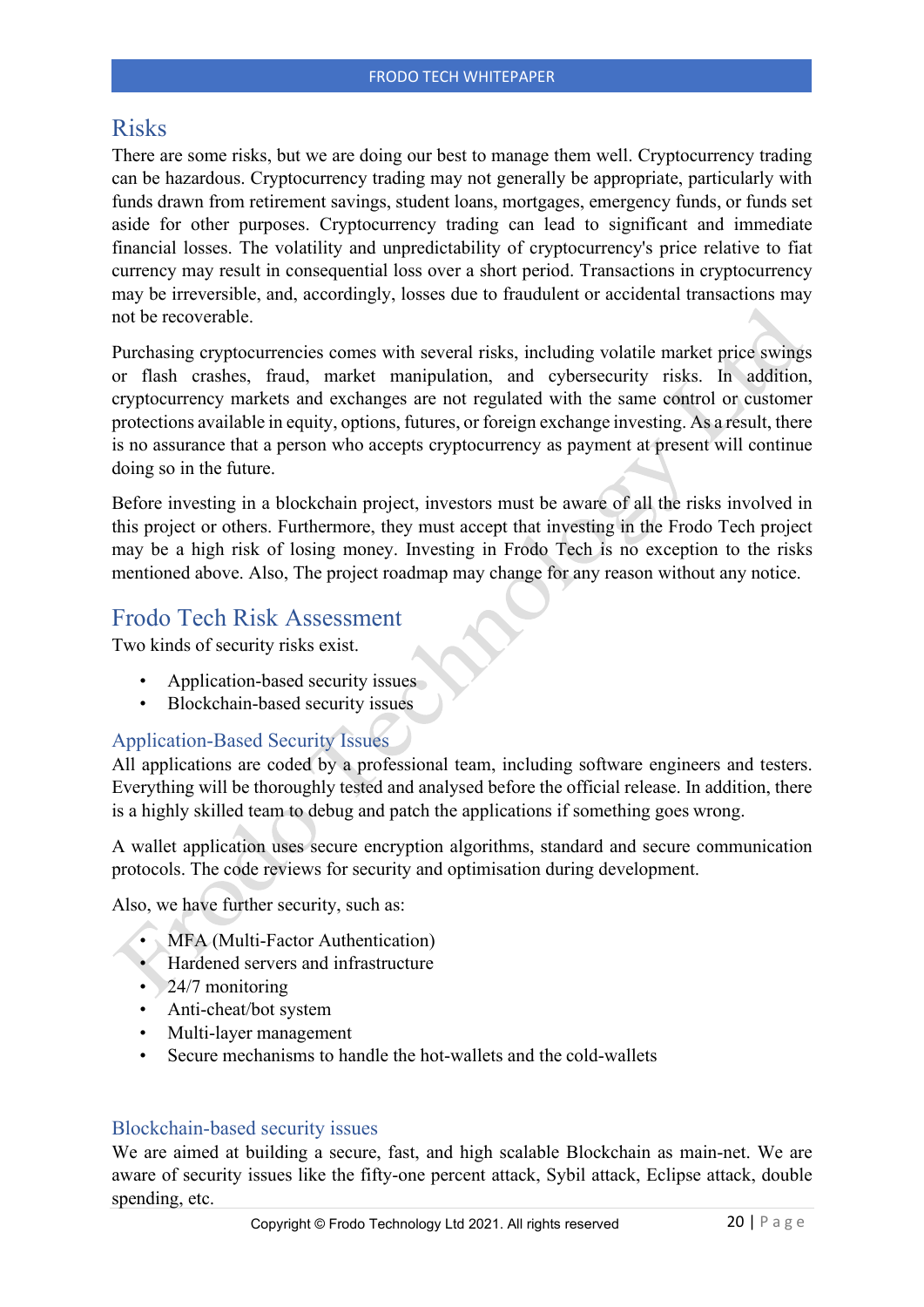## Risks

There are some risks, but we are doing our best to manage them well. Cryptocurrency trading can be hazardous. Cryptocurrency trading may not generally be appropriate, particularly with funds drawn from retirement savings, student loans, mortgages, emergency funds, or funds set aside for other purposes. Cryptocurrency trading can lead to significant and immediate financial losses. The volatility and unpredictability of cryptocurrency's price relative to fiat currency may result in consequential loss over a short period. Transactions in cryptocurrency may be irreversible, and, accordingly, losses due to fraudulent or accidental transactions may not be recoverable.

Purchasing cryptocurrencies comes with several risks, including volatile market price swings or flash crashes, fraud, market manipulation, and cybersecurity risks. In addition, cryptocurrency markets and exchanges are not regulated with the same control or customer protections available in equity, options, futures, or foreign exchange investing. As a result, there is no assurance that a person who accepts cryptocurrency as payment at present will continue doing so in the future.

Before investing in a blockchain project, investors must be aware of all the risks involved in this project or others. Furthermore, they must accept that investing in the Frodo Tech project may be a high risk of losing money. Investing in Frodo Tech is no exception to the risks mentioned above. Also, The project roadmap may change for any reason without any notice.

## Frodo Tech Risk Assessment

Two kinds of security risks exist.

- Application-based security issues
- Blockchain-based security issues

### Application-Based Security Issues

All applications are coded by a professional team, including software engineers and testers. Everything will be thoroughly tested and analysed before the official release. In addition, there is a highly skilled team to debug and patch the applications if something goes wrong.

A wallet application uses secure encryption algorithms, standard and secure communication protocols. The code reviews for security and optimisation during development.

Also, we have further security, such as:

- MFA (Multi-Factor Authentication)
- Hardened servers and infrastructure
- 24/7 monitoring
- Anti-cheat/bot system
- Multi-layer management
- Secure mechanisms to handle the hot-wallets and the cold-wallets

### Blockchain-based security issues

We are aimed at building a secure, fast, and high scalable Blockchain as main-net. We are aware of security issues like the fifty-one percent attack, Sybil attack, Eclipse attack, double spending, etc.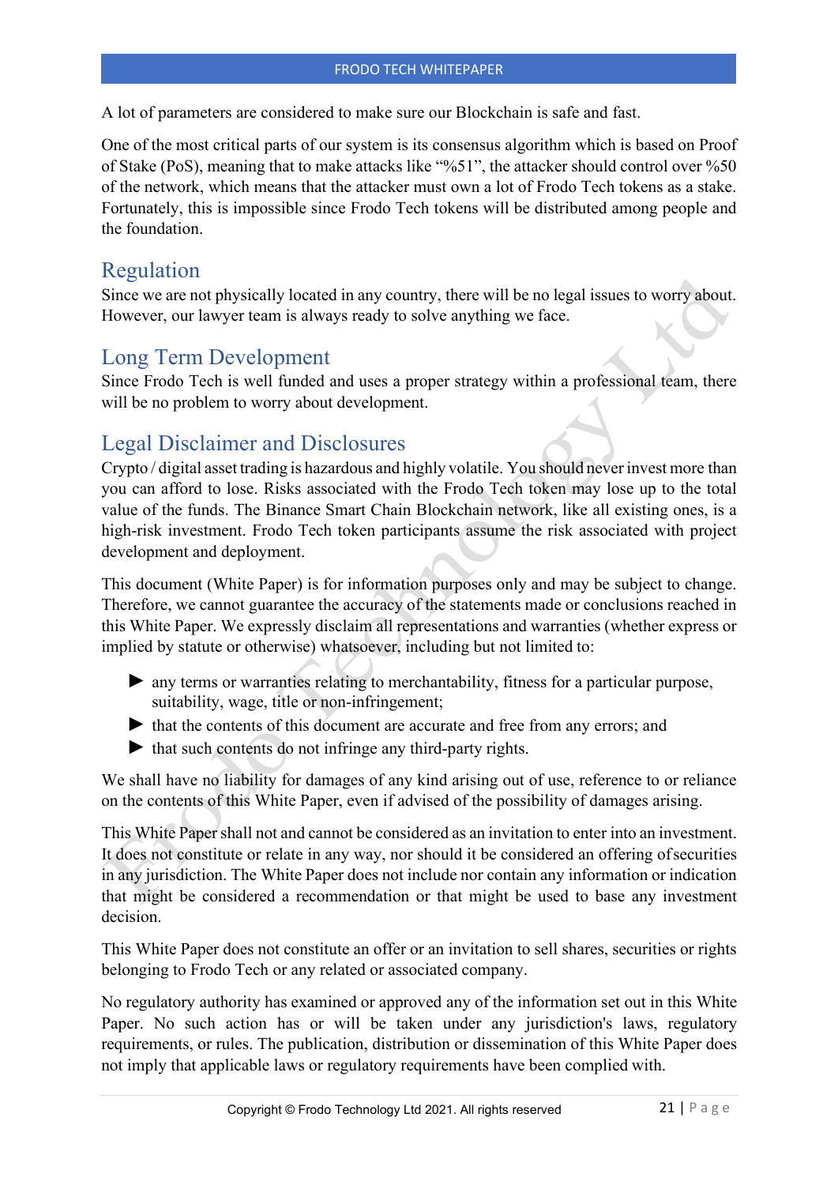A lot of parameters are considered to make sure our Blockchain is safe and fast.

One of the most critical parts of our system is its consensus algorithm which is based on Proof of Stake (PoS), meaning that to make attacks like “%51”, the attacker should control over %50 of the network, which means that the attacker must own a lot of Frodo Tech tokens as a stake. Fortunately, this is impossible since Frodo Tech tokens will be distributed among people and the foundation.

## Regulation

Since we are not physically located in any country, there will be no legal issues to worry about. However, our lawyer team is always ready to solve anything we face.

## Long Term Development

Since Frodo Tech is well funded and uses a proper strategy within a professional team, there will be no problem to worry about development.

## Legal Disclaimer and Disclosures

Crypto / digital asset trading is hazardous and highly volatile. You should never invest more than you can afford to lose. Risks associated with the Frodo Tech token may lose up to the total value of the funds. The Binance Smart Chain Blockchain network, like all existing ones, is a high-risk investment. Frodo Tech token participants assume the risk associated with project development and deployment.

This document (White Paper) is for information purposes only and may be subject to change. Therefore, we cannot guarantee the accuracy of the statements made or conclusions reached in this White Paper. We expressly disclaim all representations and warranties (whether express or implied by statute or otherwise) whatsoever, including but not limited to:

- any terms or warranties relating to merchantability, fitness for a particular purpose, suitability, wage, title or non-infringement;
- that the contents of this document are accurate and free from any errors; and
- that such contents do not infringe any third-party rights.

We shall have no liability for damages of any kind arising out of use, reference to or reliance on the contents of this White Paper, even if advised of the possibility of damages arising.

This White Paper shall not and cannot be considered as an invitation to enter into an investment. It does not constitute or relate in any way, nor should it be considered an offering of securities in any jurisdiction. The White Paper does not include nor contain any information or indication that might be considered a recommendation or that might be used to base any investment decision.

This White Paper does not constitute an offer or an invitation to sell shares, securities or rights belonging to Frodo Tech or any related or associated company.

No regulatory authority has examined or approved any of the information set out in this White Paper. No such action has or will be taken under any jurisdiction's laws, regulatory requirements, or rules. The publication, distribution or dissemination of this White Paper does not imply that applicable laws or regulatory requirements have been complied with.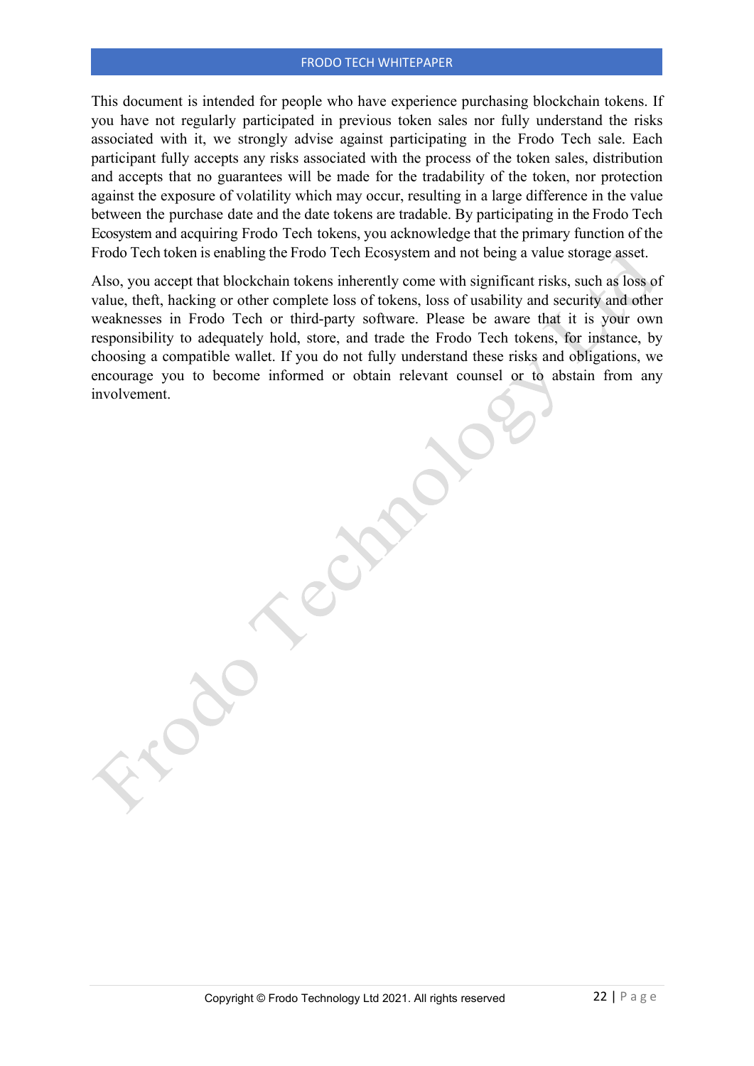This document is intended for people who have experience purchasing blockchain tokens. If you have not regularly participated in previous token sales nor fully understand the risks associated with it, we strongly advise against participating in the Frodo Tech sale. Each participant fully accepts any risks associated with the process of the token sales, distribution and accepts that no guarantees will be made for the tradability of the token, nor protection against the exposure of volatility which may occur, resulting in a large difference in the value between the purchase date and the date tokens are tradable. By participating in the Frodo Tech Ecosystem and acquiring Frodo Tech tokens, you acknowledge that the primary function of the Frodo Tech token is enabling the Frodo Tech Ecosystem and not being a value storage asset.

Also, you accept that blockchain tokens inherently come with significant risks, such as loss of value, theft, hacking or other complete loss of tokens, loss of usability and security and other weaknesses in Frodo Tech or third-party software. Please be aware that it is your own responsibility to adequately hold, store, and trade the Frodo Tech tokens, for instance, by choosing a compatible wallet. If you do not fully understand these risks and obligations, we encourage you to become informed or obtain relevant counsel or to abstain from any involvement.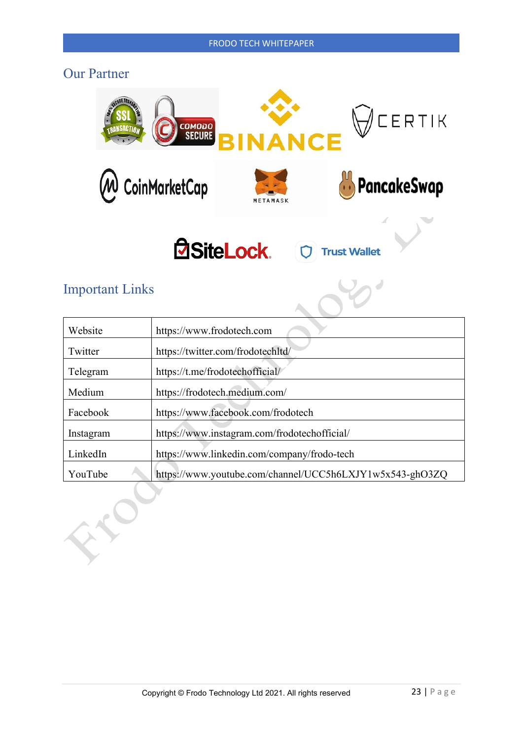## Our Partner

## Important Links

| | |
|---|---|
| Website | https://www.frodotech.com |
| Twitter | https://twitter.com/frodotechltd/ |
| Telegram | https://t.me/frodotechofficial/ |
| Medium | https://frodotech.medium.com/ |
| Facebook | https://www.facebook.com/frodotech |
| Instagram | https://www.instagram.com/frodotechofficial/ |
| LinkedIn | https://www.linkedin.com/company/frodo-tech |
| YouTube | https://www.youtube.com/channel/UCC5h6LXJY1w5x543-ghO3ZQ |

Copyright © Frodo Technology Ltd 2021. All rights reserved